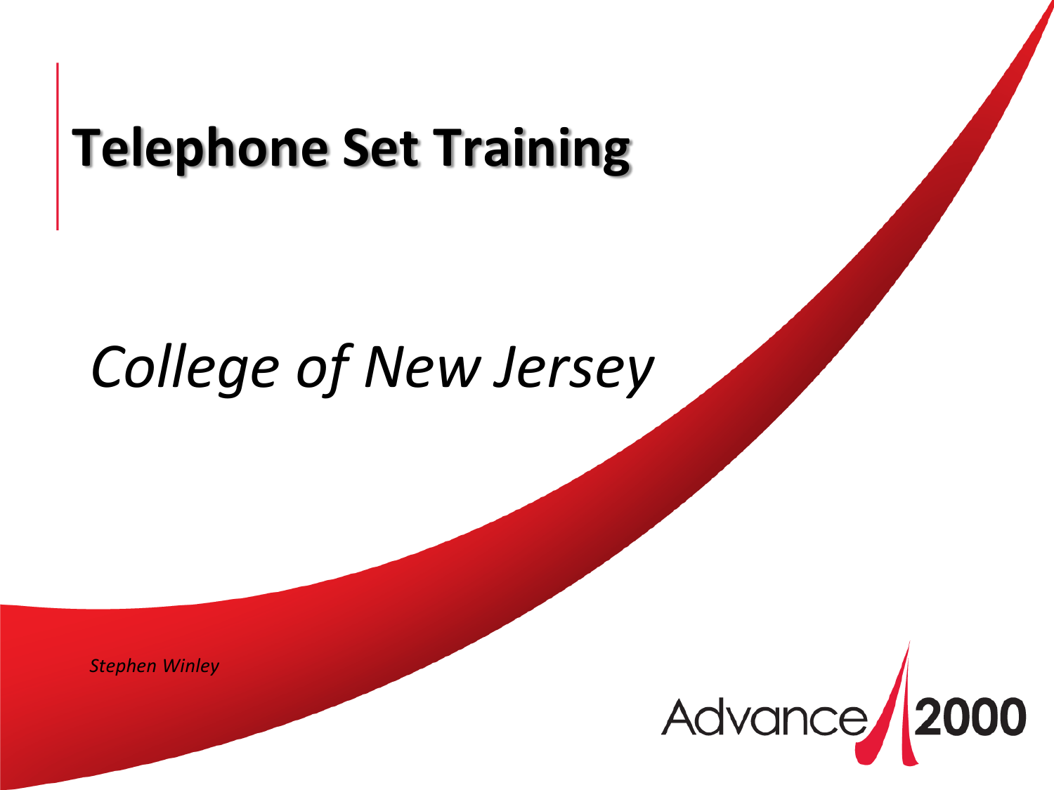# Telephone Set Training

*College of New Jersey*

*Stephen Winley*

Advance 2000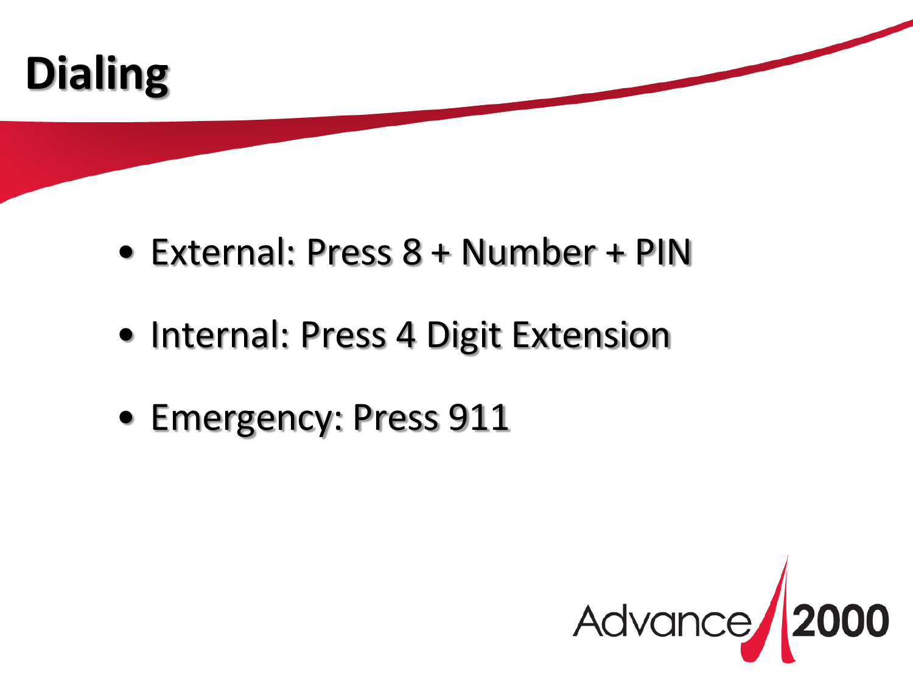# Dialing

- External: Press 8 + Number + PIN
- Internal: Press 4 Digit Extension
- Emergency: Press 911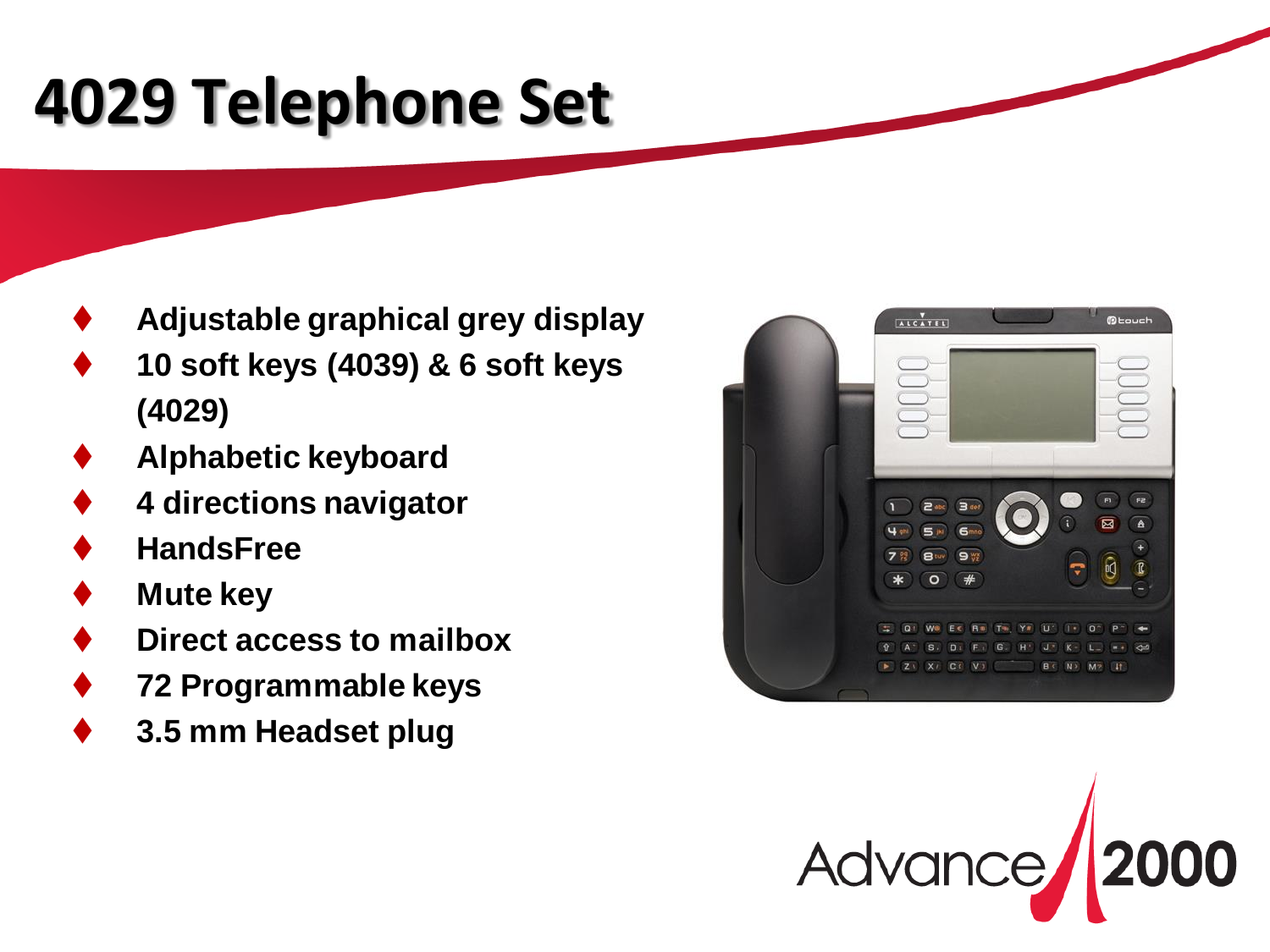# 4029 Telephone Set

- Adjustable graphical grey display
- 10 soft keys (4039) & 6 soft keys (4029)
- Alphabetic keyboard
- 4 directions navigator
- HandsFree
- Mute key
- Direct access to mailbox
- 72 Programmable keys
- 3.5 mm Headset plug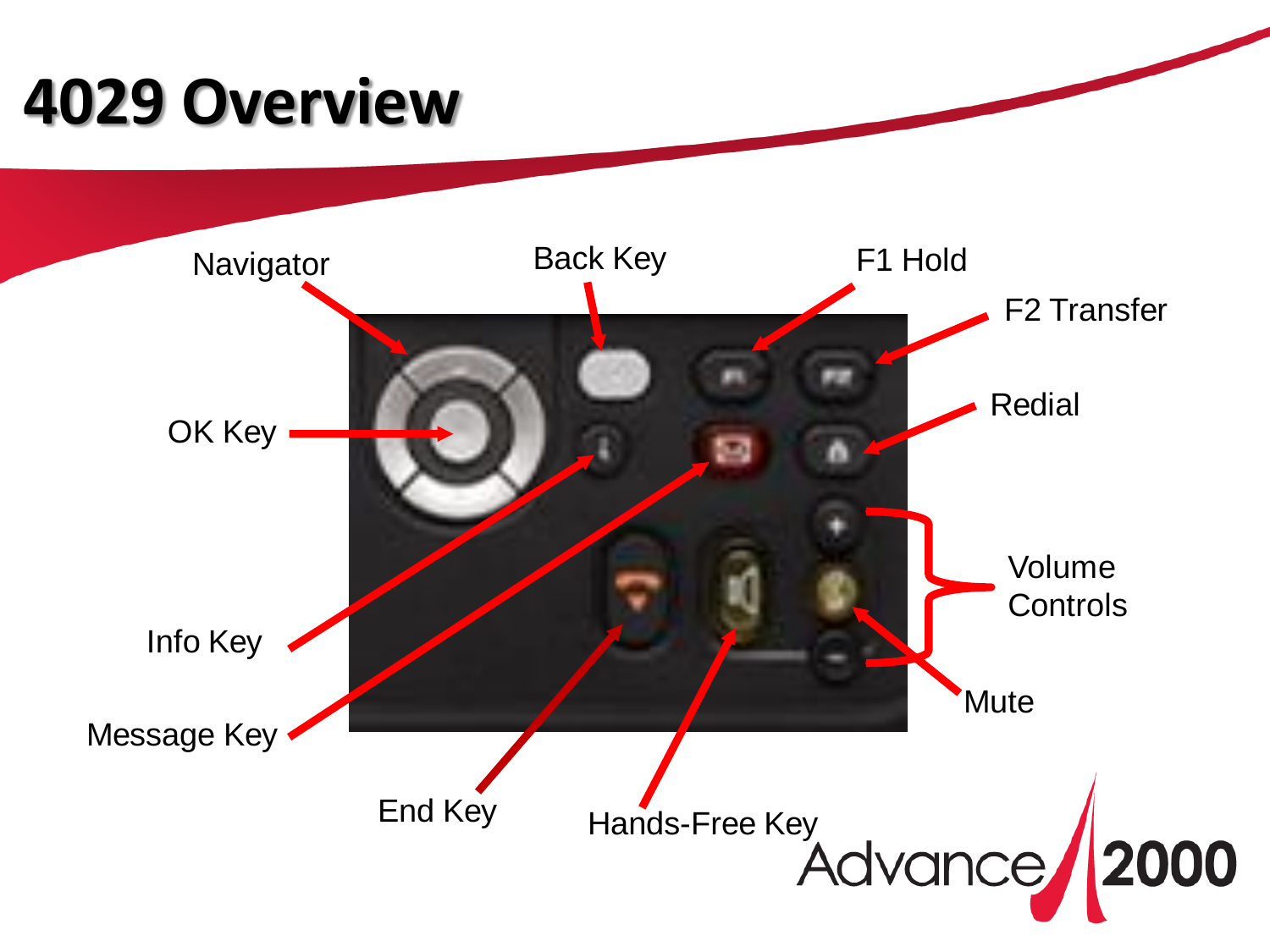# 4029 Overview

- Navigator
- Back Key
- F1 Hold
- F2 Transfer
- OK Key
- Redial
- Volume Controls
- Info Key
- Mute
- Message Key
- End Key
- Hands-Free Key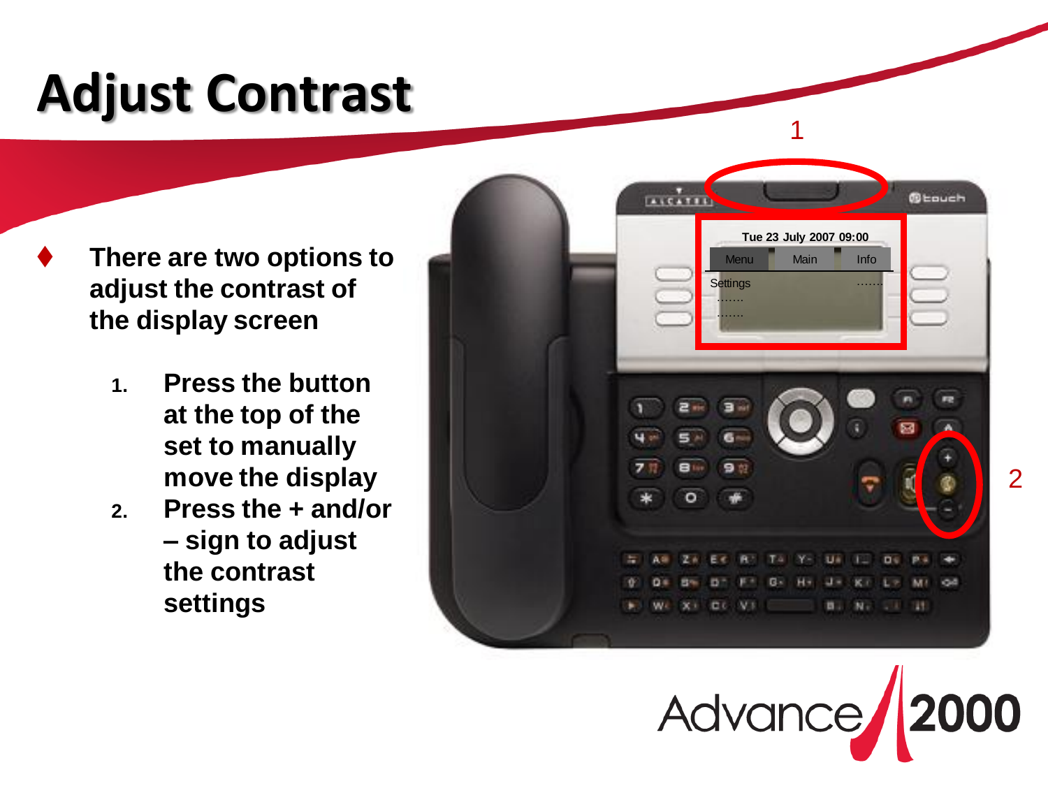# Adjust Contrast

- There are two options to adjust the contrast of the display screen
  1. Press the button at the top of the set to manually move the display
  2. Press the + and/or – sign to adjust the contrast settings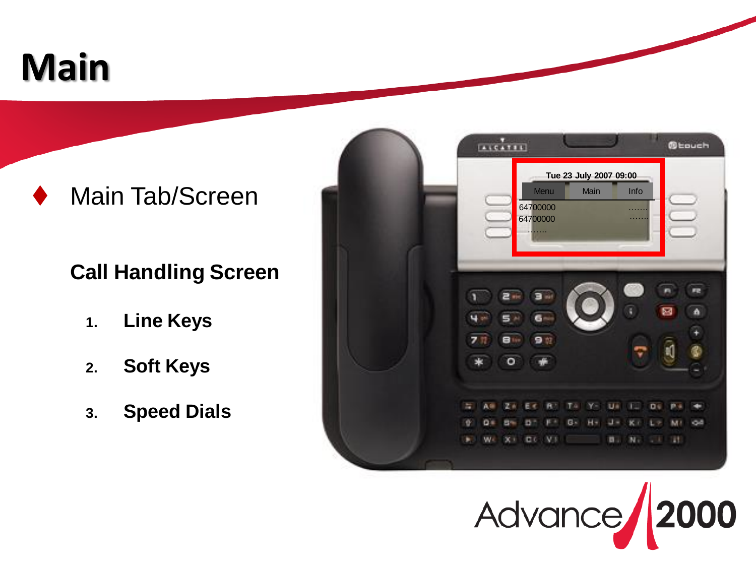# Main

- Main Tab/Screen

**Call Handling Screen**

1. **Line Keys**
2. **Soft Keys**
3. **Speed Dials**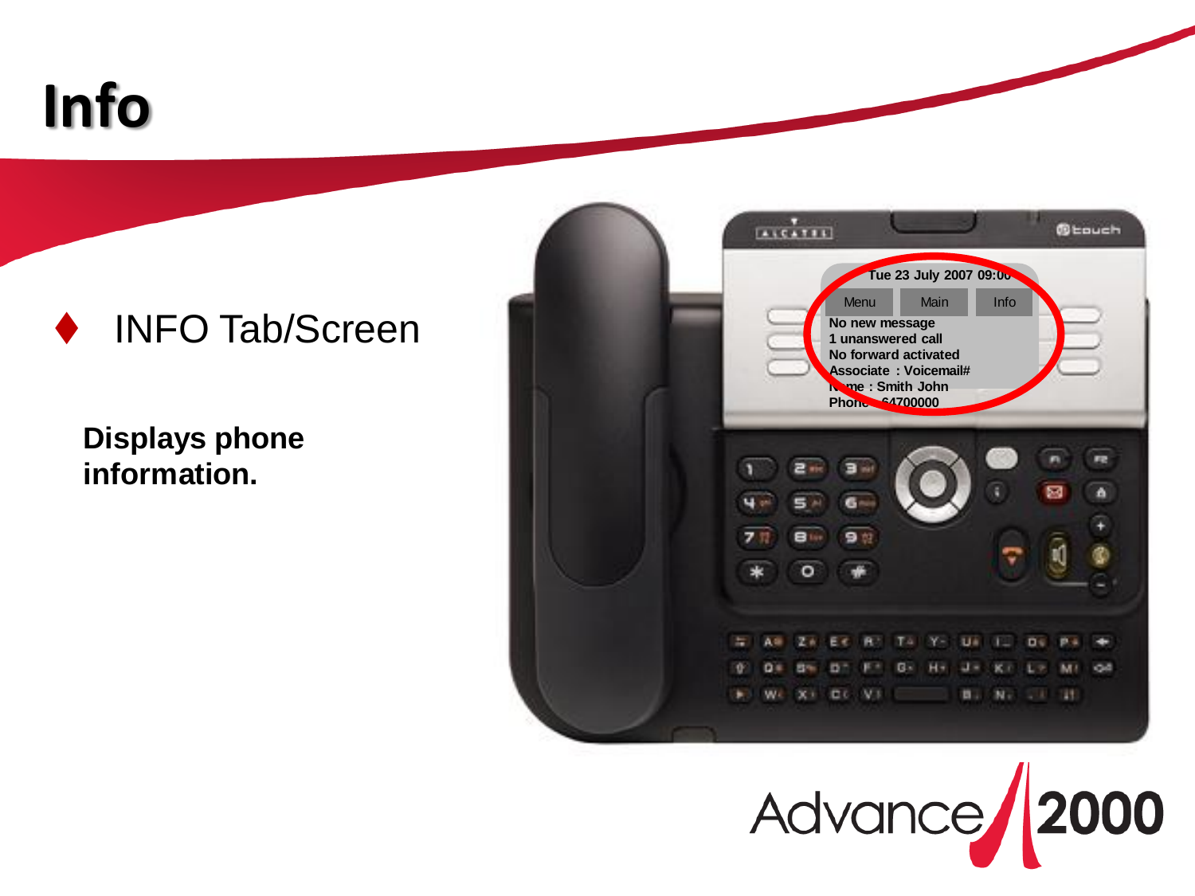# Info

- INFO Tab/Screen

**Displays phone information.**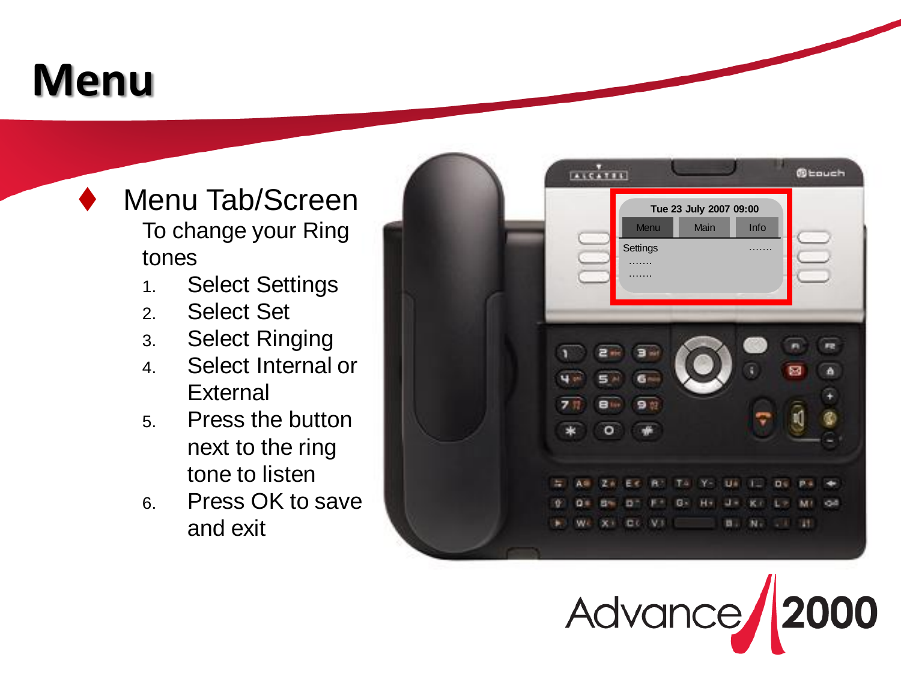# Menu

- Menu Tab/Screen

  To change your Ring tones

  1. Select Settings
  2. Select Set
  3. Select Ringing
  4. Select Internal or External
  5. Press the button next to the ring tone to listen
  6. Press OK to save and exit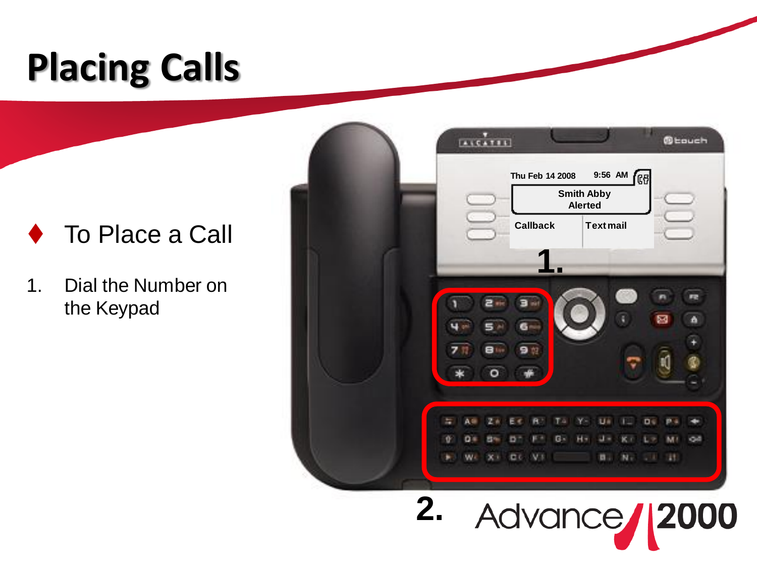# Placing Calls

- To Place a Call

1. Dial the Number on the Keypad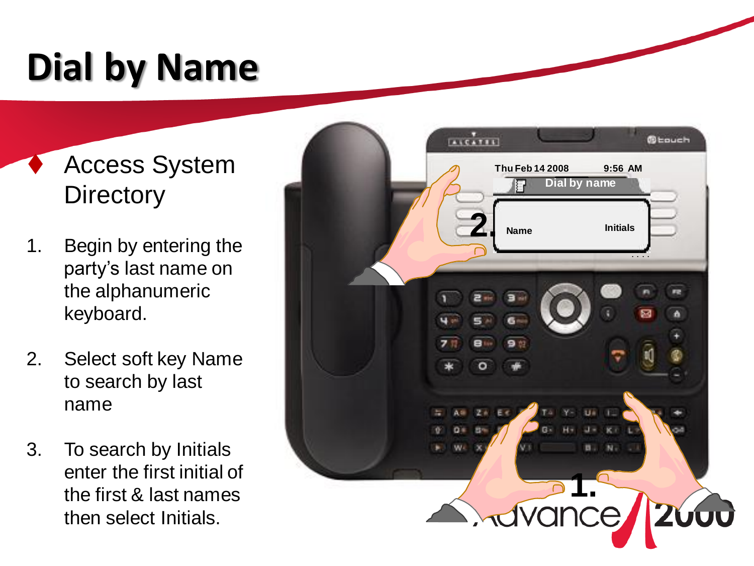# Dial by Name

- Access System Directory

1. Begin by entering the party's last name on the alphanumeric keyboard.
2. Select soft key Name to search by last name
3. To search by Initials enter the first initial of the first & last names then select Initials.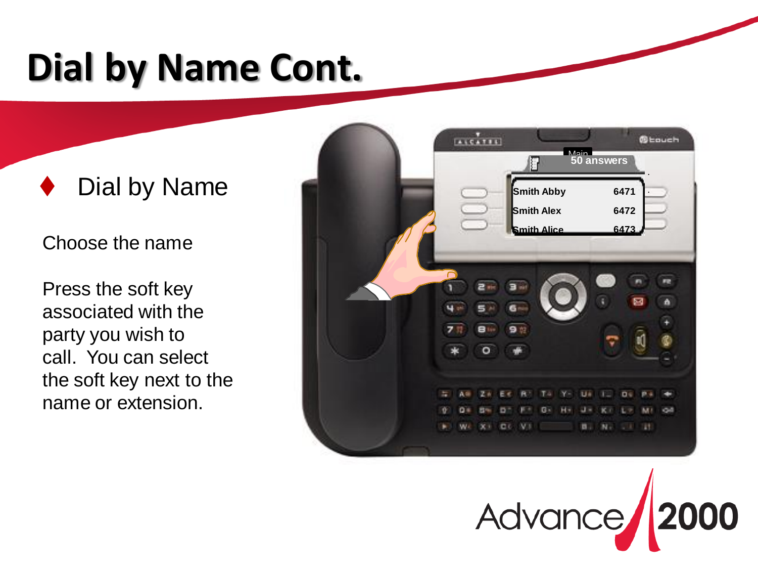# Dial by Name Cont.

- Dial by Name

Choose the name

Press the soft key associated with the party you wish to call. You can select the soft key next to the name or extension.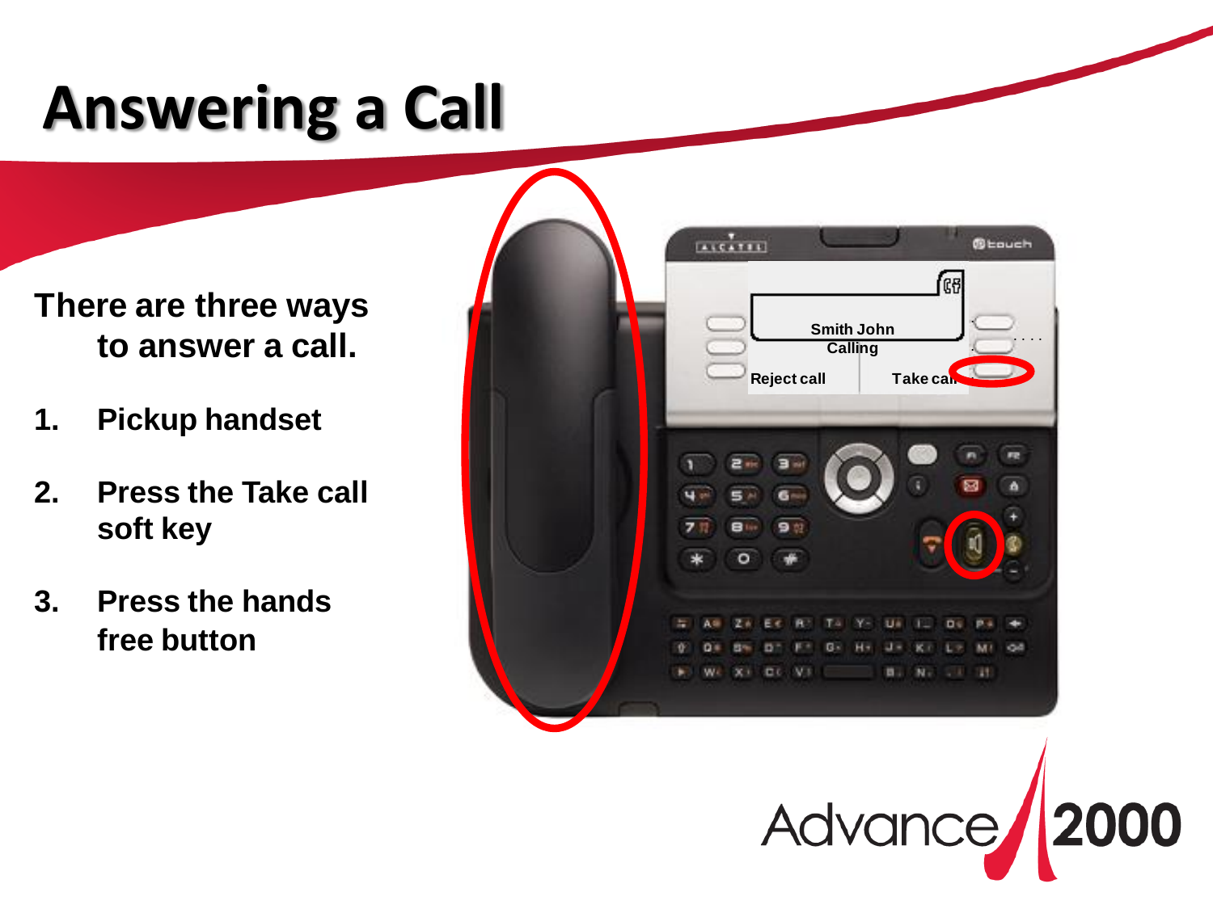# Answering a Call

There are three ways to answer a call.

1. Pickup handset
2. Press the Take call soft key
3. Press the hands free button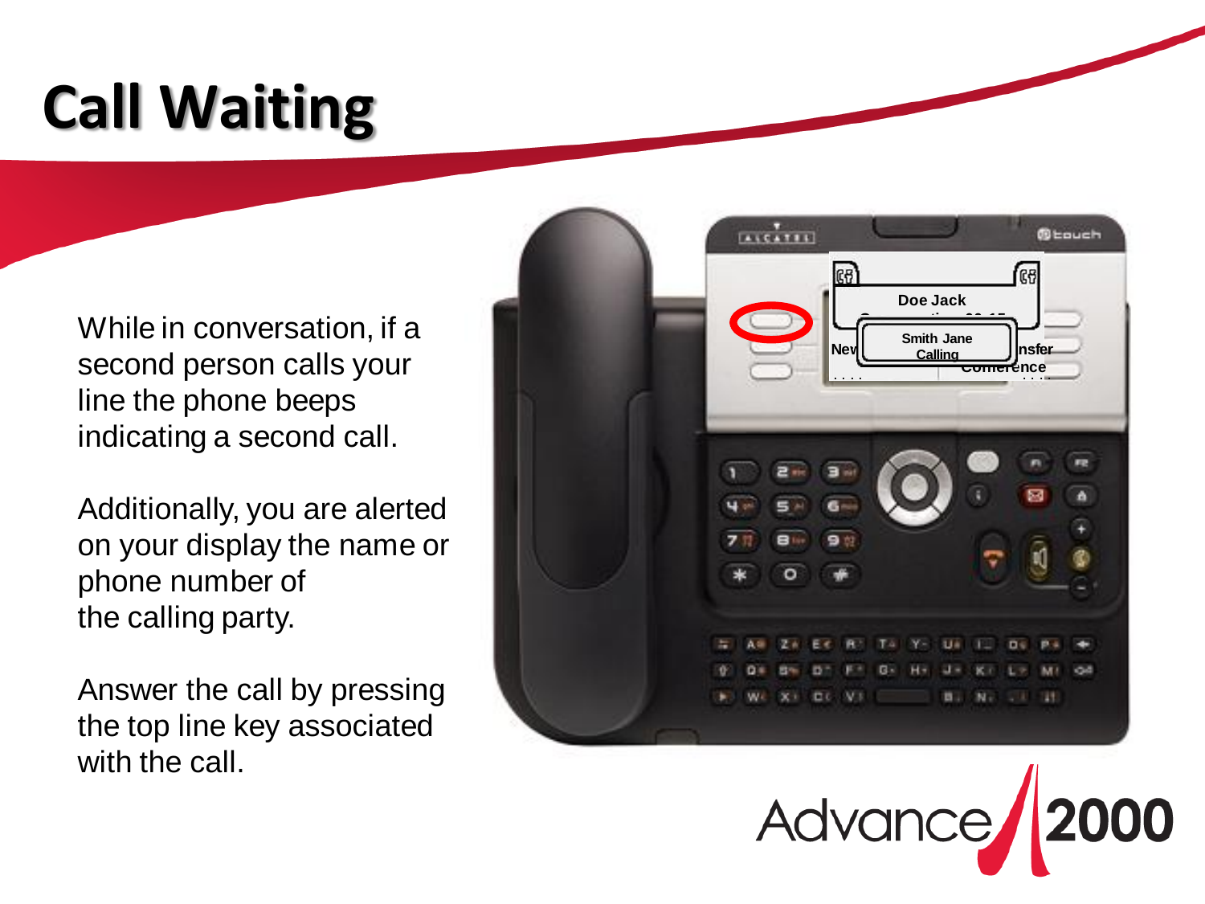# Call Waiting

While in conversation, if a second person calls your line the phone beeps indicating a second call.

Additionally, you are alerted on your display the name or phone number of the calling party.

Answer the call by pressing the top line key associated with the call.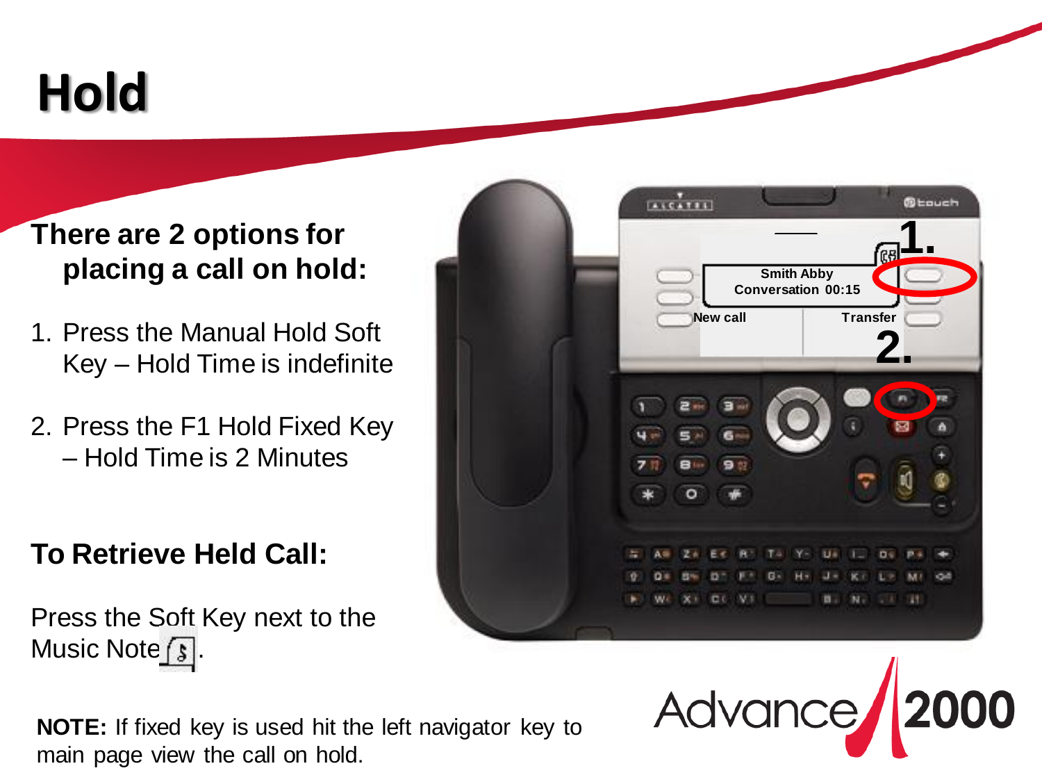# Hold

**There are 2 options for placing a call on hold:**

1. Press the Manual Hold Soft Key – Hold Time is indefinite
2. Press the F1 Hold Fixed Key – Hold Time is 2 Minutes

**To Retrieve Held Call:**

Press the Soft Key next to the Music Note.

**NOTE:** If fixed key is used hit the left navigator key to main page view the call on hold.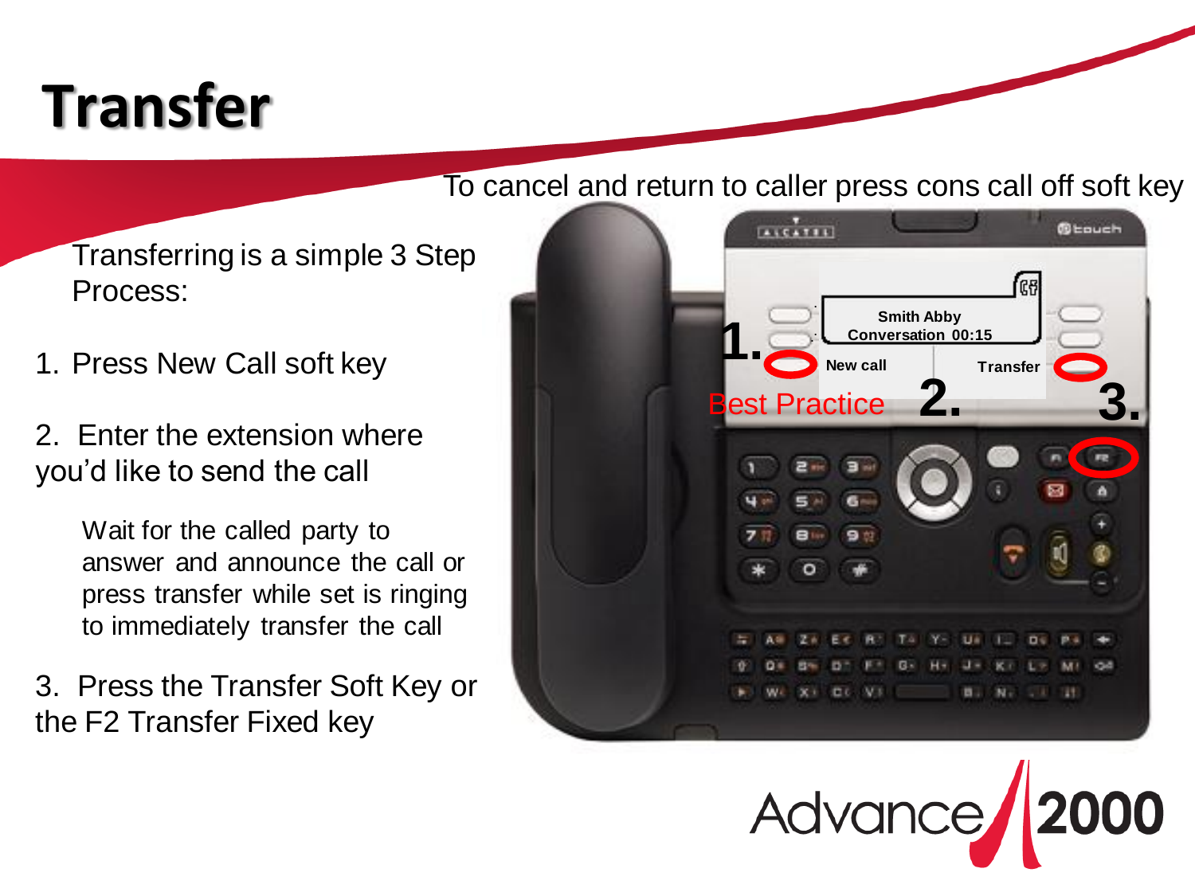# Transfer

To cancel and return to caller press cons call off soft key

Transferring is a simple 3 Step Process:

1. Press New Call soft key

2. Enter the extension where you'd like to send the call

   Wait for the called party to answer and announce the call or press transfer while set is ringing to immediately transfer the call

3. Press the Transfer Soft Key or the F2 Transfer Fixed key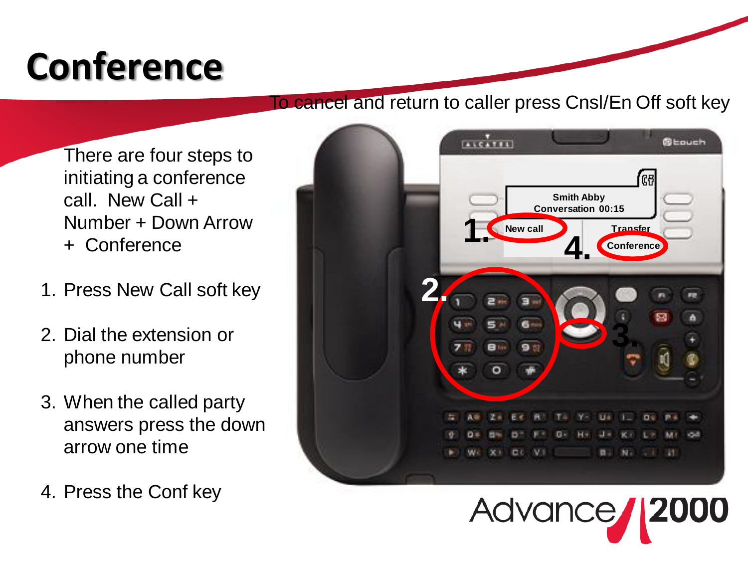# Conference

To cancel and return to caller press Cnsl/En Off soft key

There are four steps to initiating a conference call. New Call + Number + Down Arrow + Conference

1. Press New Call soft key
2. Dial the extension or phone number
3. When the called party answers press the down arrow one time
4. Press the Conf key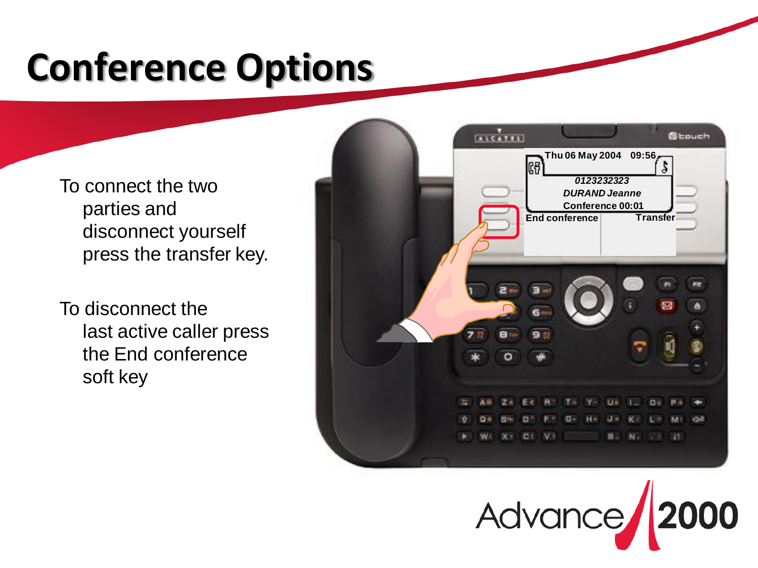# Conference Options

To connect the two parties and disconnect yourself press the transfer key.

To disconnect the last active caller press the End conference soft key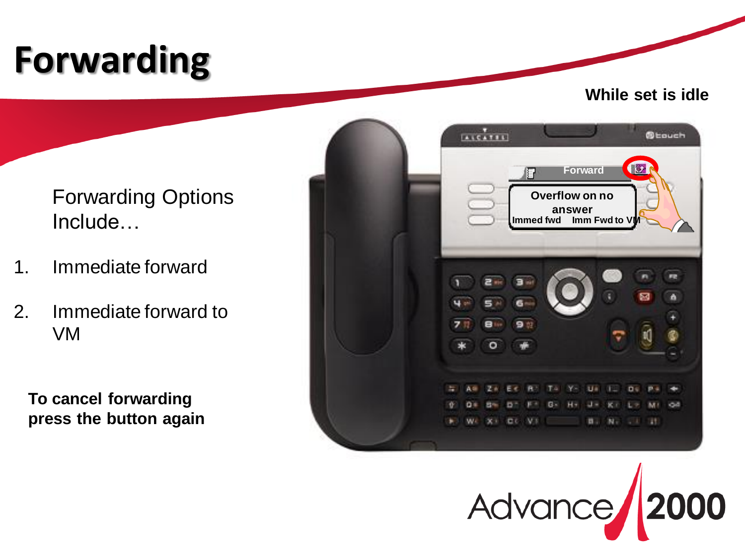# Forwarding

**While set is idle**

Forwarding Options Include…

1. Immediate forward
2. Immediate forward to VM

**To cancel forwarding press the button again**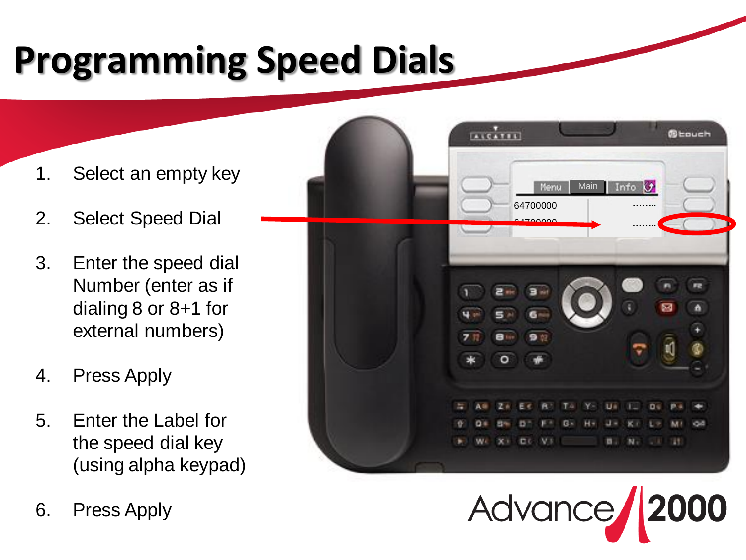# Programming Speed Dials

1. Select an empty key
2. Select Speed Dial
3. Enter the speed dial Number (enter as if dialing 8 or 8+1 for external numbers)
4. Press Apply
5. Enter the Label for the speed dial key (using alpha keypad)
6. Press Apply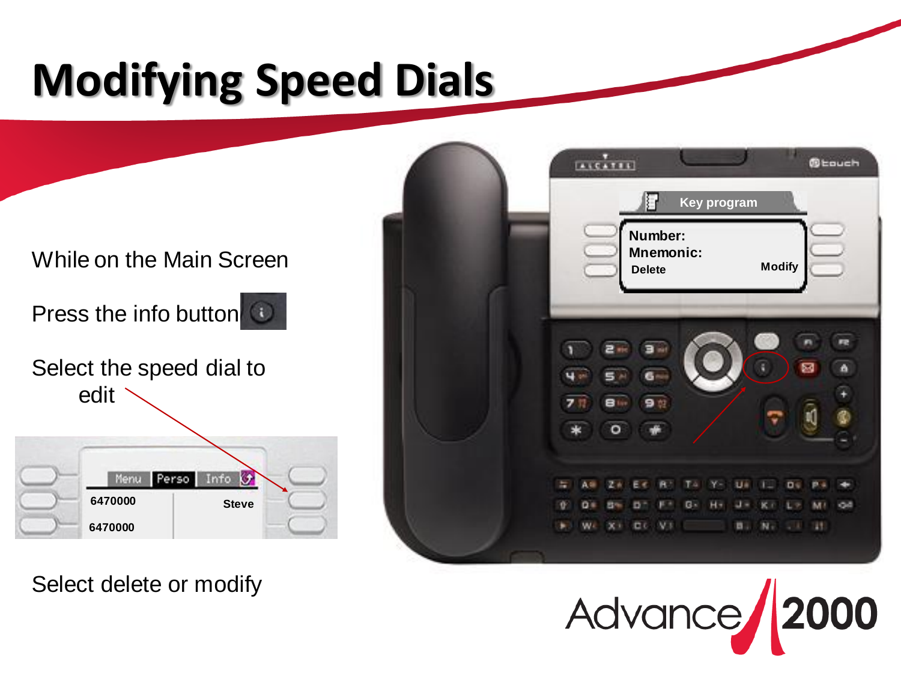# Modifying Speed Dials

While on the Main Screen

Press the info button

Select the speed dial to edit

Select delete or modify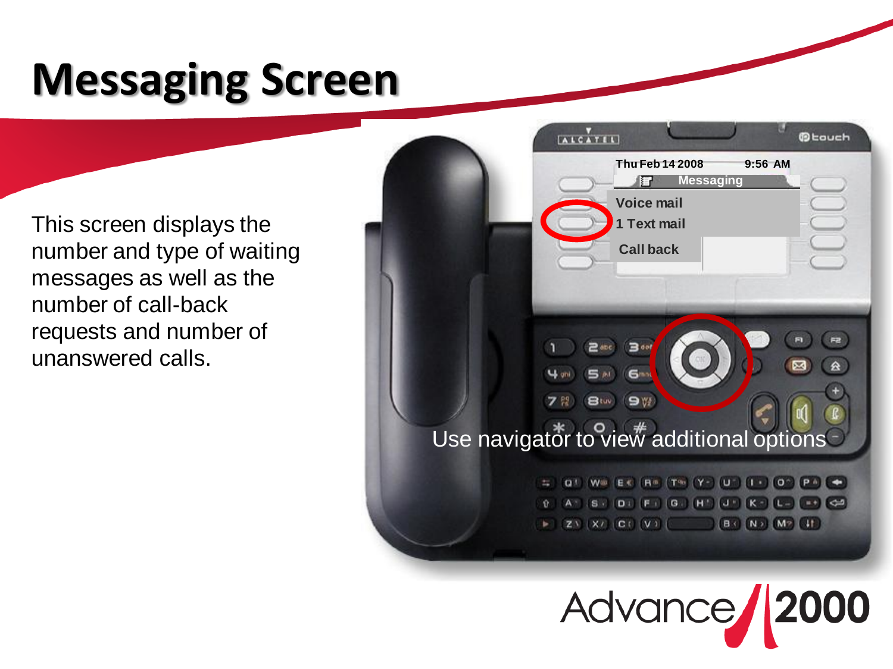# Messaging Screen

This screen displays the number and type of waiting messages as well as the number of call-back requests and number of unanswered calls.

Use navigator to view additional options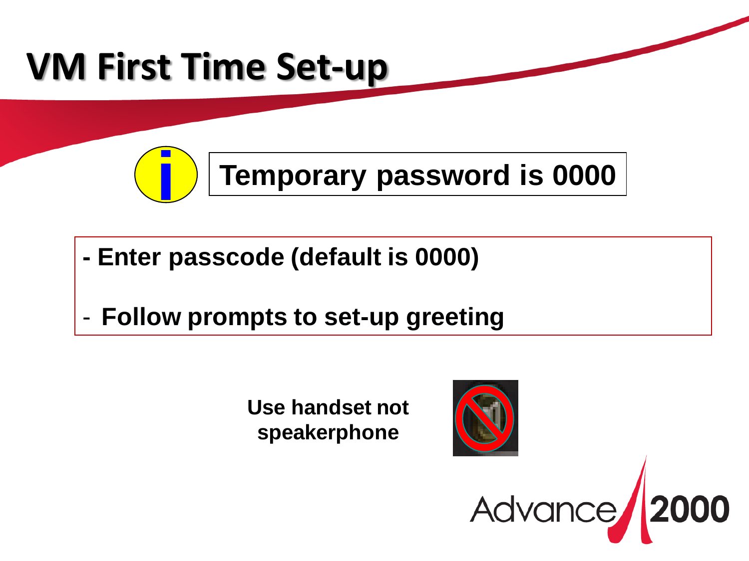# VM First Time Set-up

**Temporary password is 0000**

- **Enter passcode (default is 0000)**
- **Follow prompts to set-up greeting**

**Use handset not speakerphone**

Advance 2000